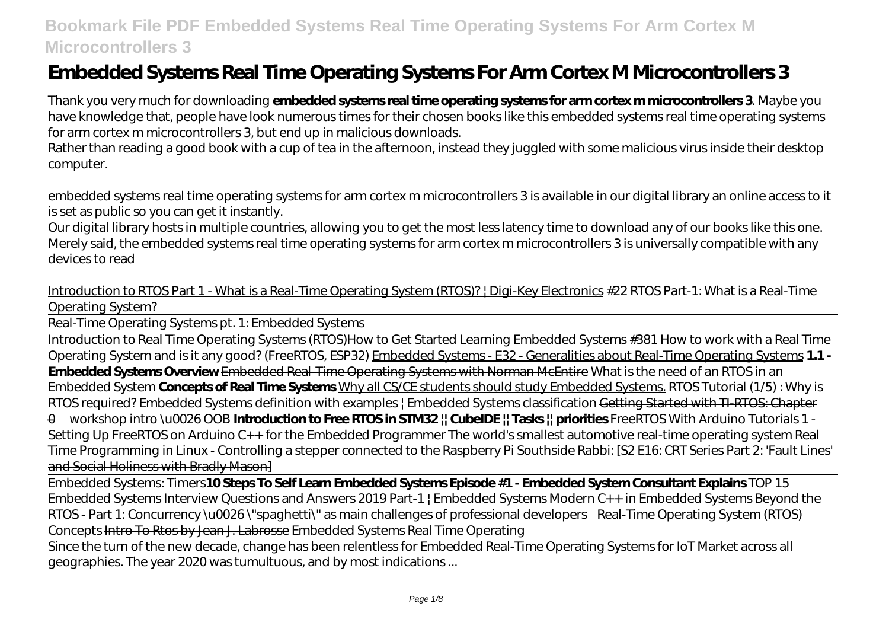# Embedded Systems Real Time Operating Systems For Arm Cortex M Microcontrollers 3

Thank you very much for downloading **embedded systems real time operating systems for arm cortex m microcontrollers 3**. Maybe you have knowledge that, people have look numerous times for their chosen books like this embedded systems real time operating systems for arm cortex m microcontrollers 3, but end up in malicious downloads.

Rather than reading a good book with a cup of tea in the afternoon, instead they juggled with some malicious virus inside their desktop computer.

embedded systems real time operating systems for arm cortex m microcontrollers 3 is available in our digital library an online access to it is set as public so you can get it instantly.

Our digital library hosts in multiple countries, allowing you to get the most less latency time to download any of our books like this one. Merely said, the embedded systems real time operating systems for arm cortex m microcontrollers 3 is universally compatible with any devices to read

Introduction to RTOS Part 1 - What is a Real-Time Operating System (RTOS)? | Digi-Key Electronics ~~#22 RTOS Part-1: What is a Real-Time Operating System?~~

~~Real-Time Operating Systems pt. 1: Embedded Systems~~

Introduction to Real Time Operating Systems (RTOS) *How to Get Started Learning Embedded Systems* *#381 How to work with a Real Time Operating System and is it any good? (FreeRTOS, ESP32)* Embedded Systems - E32 - Generalities about Real-Time Operating Systems **1.1 - Embedded Systems Overview** ~~Embedded Real-Time Operating Systems with Norman McEntire~~ *What is the need of an RTOS in an Embedded System* **Concepts of Real Time Systems** Why all CS/CE students should study Embedded Systems. *RTOS Tutorial (1/5) : Why is RTOS required?* *Embedded Systems definition with examples | Embedded Systems classification* ~~Getting Started with TI-RTOS: Chapter 0—workshop intro \u0026 OOB~~ **Introduction to Free RTOS in STM32 || CubeIDE || Tasks || priorities** *FreeRTOS With Arduino Tutorials 1 - Setting Up FreeRTOS on Arduino* *C++ for the Embedded Programmer* ~~The world's smallest automotive real-time operating system~~ *Real Time Programming in Linux - Controlling a stepper connected to the Raspberry Pi* ~~Southside Rabbi: [S2 E16: CRT Series Part 2: 'Fault Lines' and Social Holiness with Bradly Mason]~~

Embedded Systems: Timers **10 Steps To Self Learn Embedded Systems Episode #1 - Embedded System Consultant Explains** *TOP 15 Embedded Systems Interview Questions and Answers 2019 Part-1 | Embedded Systems* ~~Modern C++ in Embedded Systems~~ *Beyond the RTOS - Part 1: Concurrency \u0026 \"spaghetti\" as main challenges of professional developers* *Real-Time Operating System (RTOS) Concepts* ~~Intro To Rtos by Jean J. Labrosse~~ *Embedded Systems Real Time Operating*

Since the turn of the new decade, change has been relentless for Embedded Real-Time Operating Systems for IoT Market across all geographies. The year 2020 was tumultuous, and by most indications ...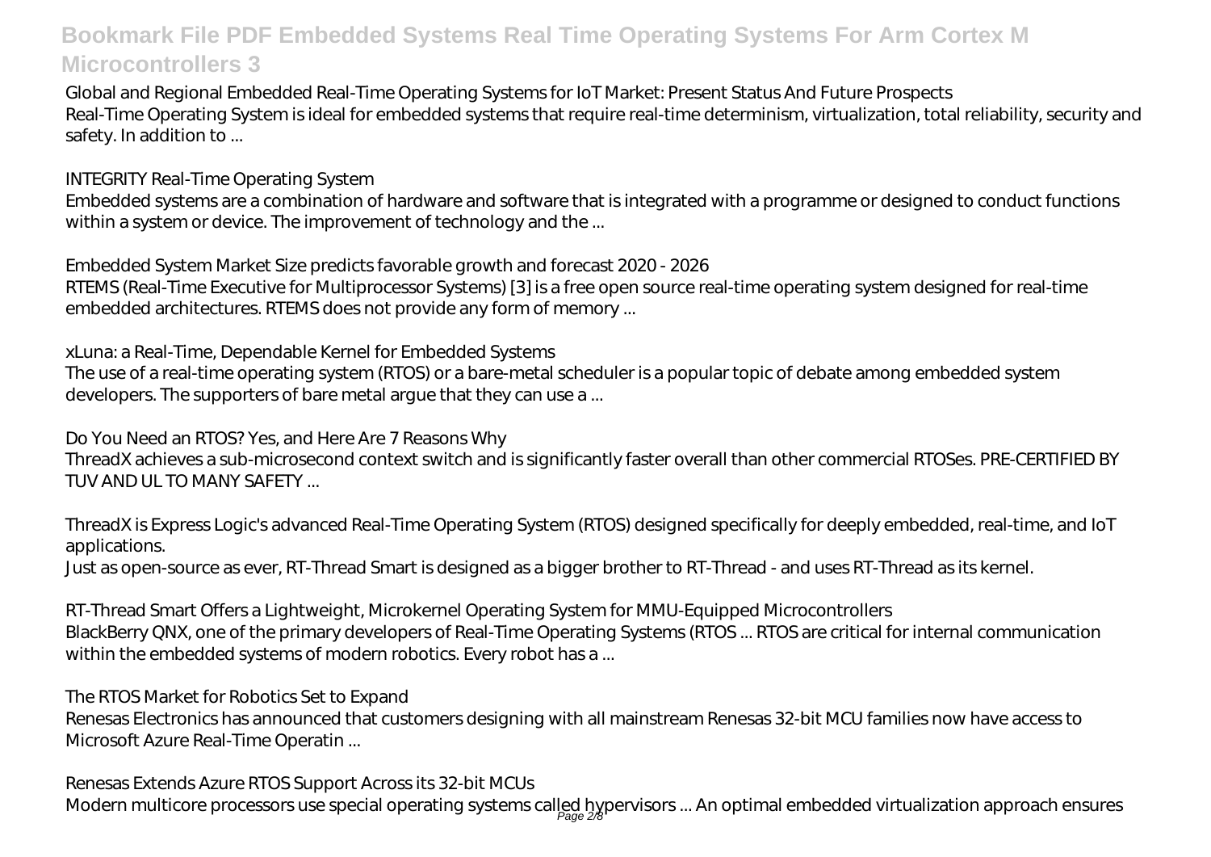Global and Regional Embedded Real-Time Operating Systems for IoT Market: Present Status And Future Prospects
Real-Time Operating System is ideal for embedded systems that require real-time determinism, virtualization, total reliability, security and safety. In addition to ...

INTEGRITY Real-Time Operating System
Embedded systems are a combination of hardware and software that is integrated with a programme or designed to conduct functions within a system or device. The improvement of technology and the ...

Embedded System Market Size predicts favorable growth and forecast 2020 - 2026
RTEMS (Real-Time Executive for Multiprocessor Systems) [3] is a free open source real-time operating system designed for real-time embedded architectures. RTEMS does not provide any form of memory ...

xLuna: a Real-Time, Dependable Kernel for Embedded Systems
The use of a real-time operating system (RTOS) or a bare-metal scheduler is a popular topic of debate among embedded system developers. The supporters of bare metal argue that they can use a ...

Do You Need an RTOS? Yes, and Here Are 7 Reasons Why
ThreadX achieves a sub-microsecond context switch and is significantly faster overall than other commercial RTOSes. PRE-CERTIFIED BY TUV AND UL TO MANY SAFETY ...

ThreadX is Express Logic's advanced Real-Time Operating System (RTOS) designed specifically for deeply embedded, real-time, and IoT applications.
Just as open-source as ever, RT-Thread Smart is designed as a bigger brother to RT-Thread - and uses RT-Thread as its kernel.

RT-Thread Smart Offers a Lightweight, Microkernel Operating System for MMU-Equipped Microcontrollers
BlackBerry QNX, one of the primary developers of Real-Time Operating Systems (RTOS ... RTOS are critical for internal communication within the embedded systems of modern robotics. Every robot has a ...

The RTOS Market for Robotics Set to Expand
Renesas Electronics has announced that customers designing with all mainstream Renesas 32-bit MCU families now have access to Microsoft Azure Real-Time Operatin ...

Renesas Extends Azure RTOS Support Across its 32-bit MCUs
Modern multicore processors use special operating systems called hypervisors ... An optimal embedded virtualization approach ensures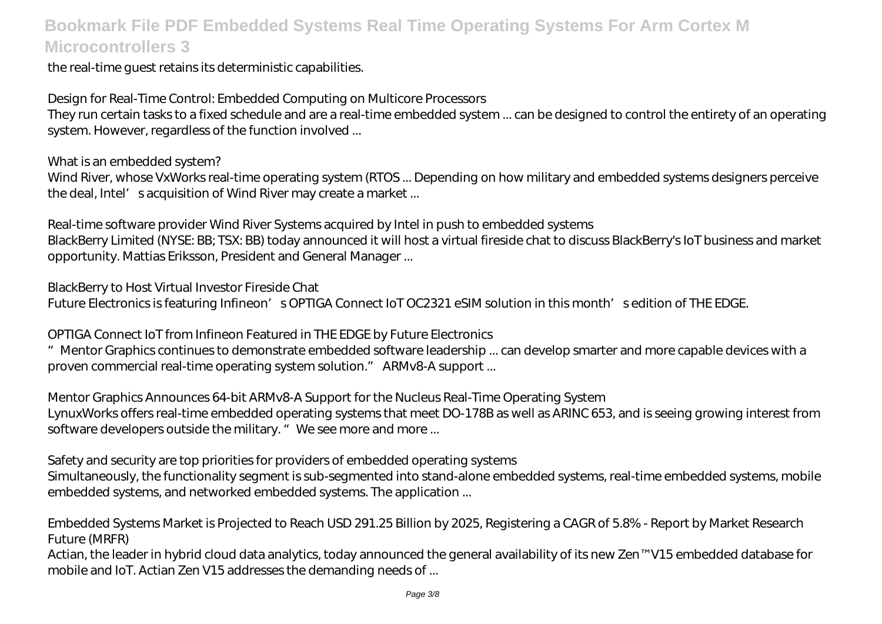the real-time guest retains its deterministic capabilities.

*Design for Real-Time Control: Embedded Computing on Multicore Processors*

They run certain tasks to a fixed schedule and are a real-time embedded system ... can be designed to control the entirety of an operating system. However, regardless of the function involved ...

*What is an embedded system?*

Wind River, whose VxWorks real-time operating system (RTOS ... Depending on how military and embedded systems designers perceive the deal, Intel's acquisition of Wind River may create a market ...

*Real-time software provider Wind River Systems acquired by Intel in push to embedded systems*

BlackBerry Limited (NYSE: BB; TSX: BB) today announced it will host a virtual fireside chat to discuss BlackBerry's IoT business and market opportunity. Mattias Eriksson, President and General Manager ...

*BlackBerry to Host Virtual Investor Fireside Chat*

Future Electronics is featuring Infineon's OPTIGA Connect IoT OC2321 eSIM solution in this month's edition of THE EDGE.

*OPTIGA Connect IoT from Infineon Featured in THE EDGE by Future Electronics*

"Mentor Graphics continues to demonstrate embedded software leadership ... can develop smarter and more capable devices with a proven commercial real-time operating system solution." ARMv8-A support ...

*Mentor Graphics Announces 64-bit ARMv8-A Support for the Nucleus Real-Time Operating System*

LynuxWorks offers real-time embedded operating systems that meet DO-178B as well as ARINC 653, and is seeing growing interest from software developers outside the military. "We see more and more ...

*Safety and security are top priorities for providers of embedded operating systems*

Simultaneously, the functionality segment is sub-segmented into stand-alone embedded systems, real-time embedded systems, mobile embedded systems, and networked embedded systems. The application ...

*Embedded Systems Market is Projected to Reach USD 291.25 Billion by 2025, Registering a CAGR of 5.8% - Report by Market Research Future (MRFR)*

Actian, the leader in hybrid cloud data analytics, today announced the general availability of its new Zen™ V15 embedded database for mobile and IoT. Actian Zen V15 addresses the demanding needs of ...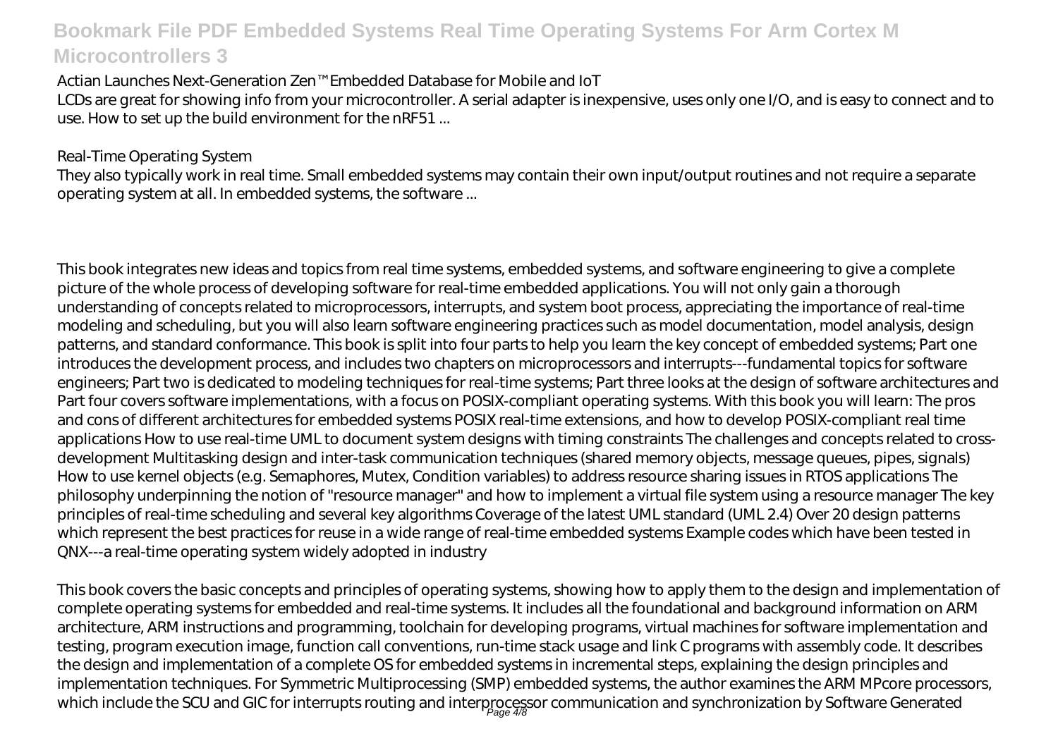Actian Launches Next-Generation Zen™ Embedded Database for Mobile and IoT

LCDs are great for showing info from your microcontroller. A serial adapter is inexpensive, uses only one I/O, and is easy to connect and to use. How to set up the build environment for the nRF51 ...

Real-Time Operating System

They also typically work in real time. Small embedded systems may contain their own input/output routines and not require a separate operating system at all. In embedded systems, the software ...

This book integrates new ideas and topics from real time systems, embedded systems, and software engineering to give a complete picture of the whole process of developing software for real-time embedded applications. You will not only gain a thorough understanding of concepts related to microprocessors, interrupts, and system boot process, appreciating the importance of real-time modeling and scheduling, but you will also learn software engineering practices such as model documentation, model analysis, design patterns, and standard conformance. This book is split into four parts to help you learn the key concept of embedded systems; Part one introduces the development process, and includes two chapters on microprocessors and interrupts---fundamental topics for software engineers; Part two is dedicated to modeling techniques for real-time systems; Part three looks at the design of software architectures and Part four covers software implementations, with a focus on POSIX-compliant operating systems. With this book you will learn: The pros and cons of different architectures for embedded systems POSIX real-time extensions, and how to develop POSIX-compliant real time applications How to use real-time UML to document system designs with timing constraints The challenges and concepts related to cross-development Multitasking design and inter-task communication techniques (shared memory objects, message queues, pipes, signals) How to use kernel objects (e.g. Semaphores, Mutex, Condition variables) to address resource sharing issues in RTOS applications The philosophy underpinning the notion of "resource manager" and how to implement a virtual file system using a resource manager The key principles of real-time scheduling and several key algorithms Coverage of the latest UML standard (UML 2.4) Over 20 design patterns which represent the best practices for reuse in a wide range of real-time embedded systems Example codes which have been tested in QNX---a real-time operating system widely adopted in industry

This book covers the basic concepts and principles of operating systems, showing how to apply them to the design and implementation of complete operating systems for embedded and real-time systems. It includes all the foundational and background information on ARM architecture, ARM instructions and programming, toolchain for developing programs, virtual machines for software implementation and testing, program execution image, function call conventions, run-time stack usage and link C programs with assembly code. It describes the design and implementation of a complete OS for embedded systems in incremental steps, explaining the design principles and implementation techniques. For Symmetric Multiprocessing (SMP) embedded systems, the author examines the ARM MPcore processors, which include the SCU and GIC for interrupts routing and interprocessor communication and synchronization by Software Generated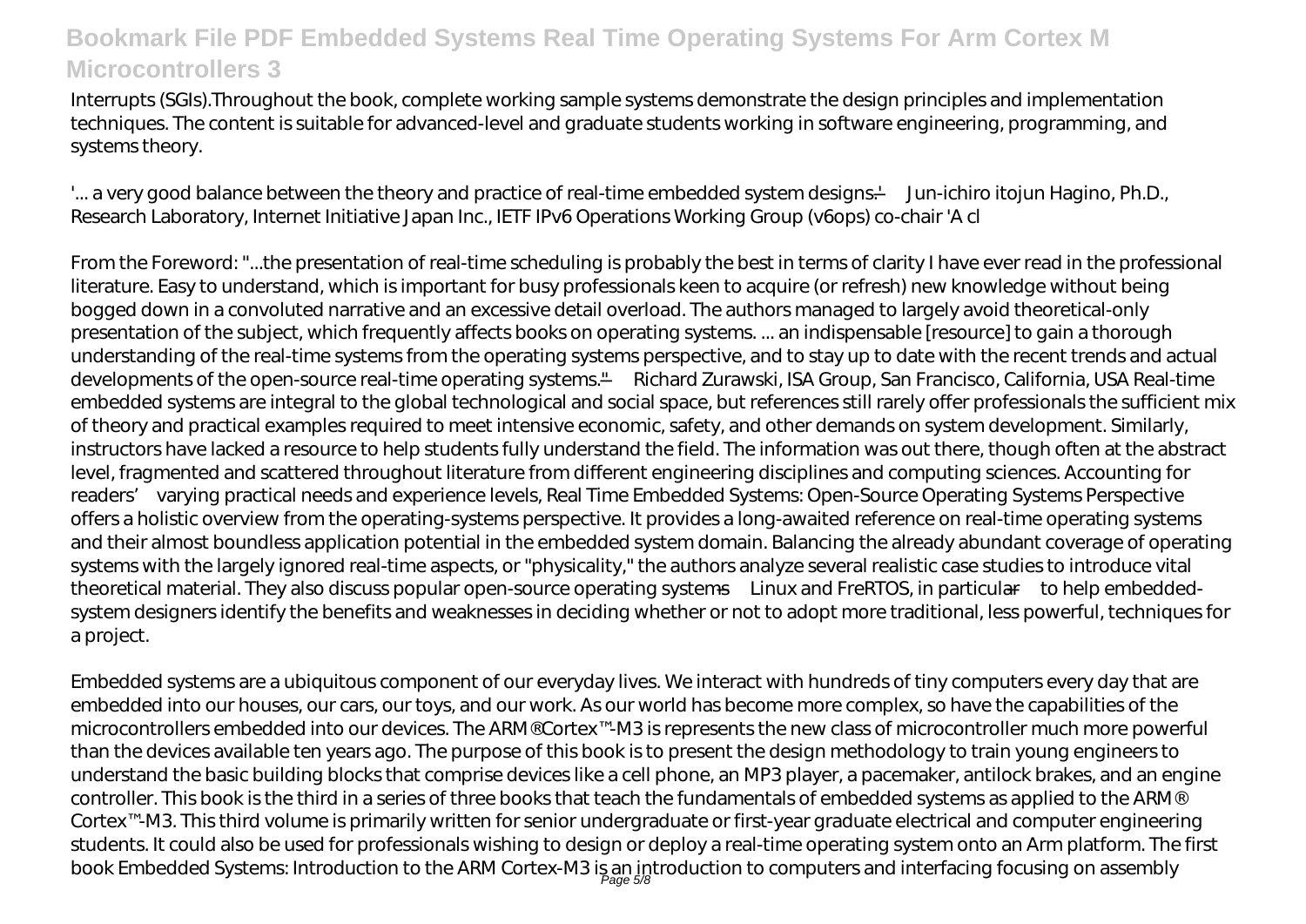Interrupts (SGIs).Throughout the book, complete working sample systems demonstrate the design principles and implementation techniques. The content is suitable for advanced-level and graduate students working in software engineering, programming, and systems theory.

'... a very good balance between the theory and practice of real-time embedded system designs.' —Jun-ichiro itojun Hagino, Ph.D., Research Laboratory, Internet Initiative Japan Inc., IETF IPv6 Operations Working Group (v6ops) co-chair 'A cl

From the Foreword: "...the presentation of real-time scheduling is probably the best in terms of clarity I have ever read in the professional literature. Easy to understand, which is important for busy professionals keen to acquire (or refresh) new knowledge without being bogged down in a convoluted narrative and an excessive detail overload. The authors managed to largely avoid theoretical-only presentation of the subject, which frequently affects books on operating systems. ... an indispensable [resource] to gain a thorough understanding of the real-time systems from the operating systems perspective, and to stay up to date with the recent trends and actual developments of the open-source real-time operating systems." —Richard Zurawski, ISA Group, San Francisco, California, USA Real-time embedded systems are integral to the global technological and social space, but references still rarely offer professionals the sufficient mix of theory and practical examples required to meet intensive economic, safety, and other demands on system development. Similarly, instructors have lacked a resource to help students fully understand the field. The information was out there, though often at the abstract level, fragmented and scattered throughout literature from different engineering disciplines and computing sciences. Accounting for readers' varying practical needs and experience levels, Real Time Embedded Systems: Open-Source Operating Systems Perspective offers a holistic overview from the operating-systems perspective. It provides a long-awaited reference on real-time operating systems and their almost boundless application potential in the embedded system domain. Balancing the already abundant coverage of operating systems with the largely ignored real-time aspects, or "physicality," the authors analyze several realistic case studies to introduce vital theoretical material. They also discuss popular open-source operating systems—Linux and FreRTOS, in particular—to help embedded-system designers identify the benefits and weaknesses in deciding whether or not to adopt more traditional, less powerful, techniques for a project.

Embedded systems are a ubiquitous component of our everyday lives. We interact with hundreds of tiny computers every day that are embedded into our houses, our cars, our toys, and our work. As our world has become more complex, so have the capabilities of the microcontrollers embedded into our devices. The ARM® Cortex™-M3 is represents the new class of microcontroller much more powerful than the devices available ten years ago. The purpose of this book is to present the design methodology to train young engineers to understand the basic building blocks that comprise devices like a cell phone, an MP3 player, a pacemaker, antilock brakes, and an engine controller. This book is the third in a series of three books that teach the fundamentals of embedded systems as applied to the ARM® Cortex™-M3. This third volume is primarily written for senior undergraduate or first-year graduate electrical and computer engineering students. It could also be used for professionals wishing to design or deploy a real-time operating system onto an Arm platform. The first book Embedded Systems: Introduction to the ARM Cortex-M3 is an introduction to computers and interfacing focusing on assembly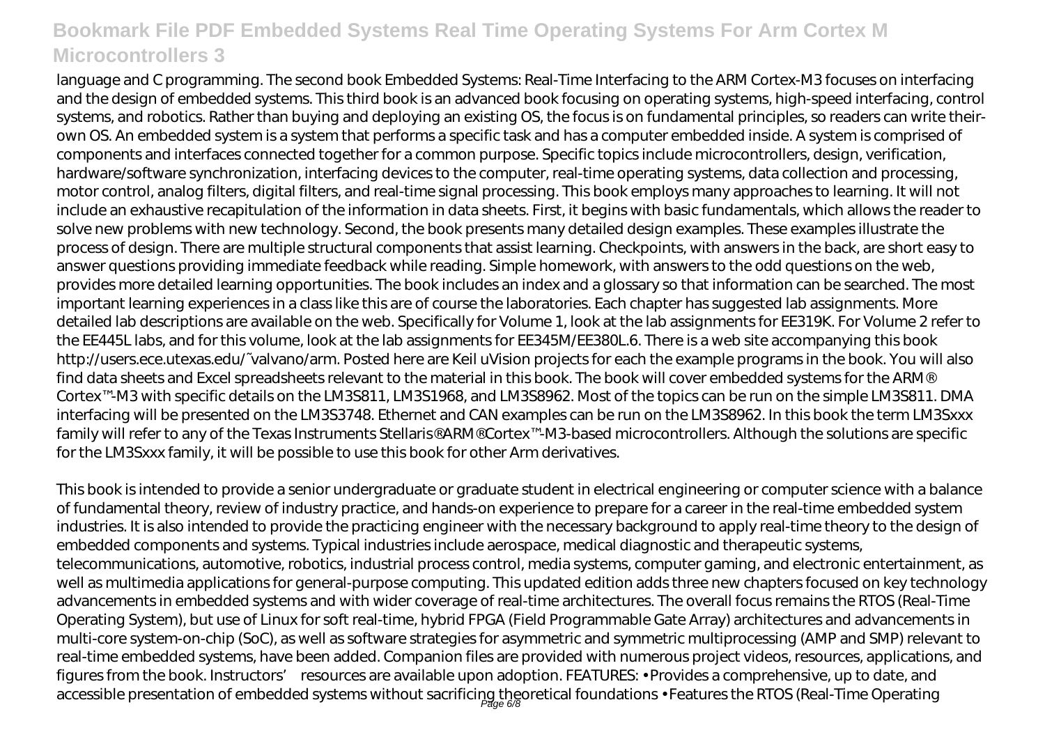language and C programming. The second book Embedded Systems: Real-Time Interfacing to the ARM Cortex-M3 focuses on interfacing and the design of embedded systems. This third book is an advanced book focusing on operating systems, high-speed interfacing, control systems, and robotics. Rather than buying and deploying an existing OS, the focus is on fundamental principles, so readers can write their-own OS. An embedded system is a system that performs a specific task and has a computer embedded inside. A system is comprised of components and interfaces connected together for a common purpose. Specific topics include microcontrollers, design, verification, hardware/software synchronization, interfacing devices to the computer, real-time operating systems, data collection and processing, motor control, analog filters, digital filters, and real-time signal processing. This book employs many approaches to learning. It will not include an exhaustive recapitulation of the information in data sheets. First, it begins with basic fundamentals, which allows the reader to solve new problems with new technology. Second, the book presents many detailed design examples. These examples illustrate the process of design. There are multiple structural components that assist learning. Checkpoints, with answers in the back, are short easy to answer questions providing immediate feedback while reading. Simple homework, with answers to the odd questions on the web, provides more detailed learning opportunities. The book includes an index and a glossary so that information can be searched. The most important learning experiences in a class like this are of course the laboratories. Each chapter has suggested lab assignments. More detailed lab descriptions are available on the web. Specifically for Volume 1, look at the lab assignments for EE319K. For Volume 2 refer to the EE445L labs, and for this volume, look at the lab assignments for EE345M/EE380L.6. There is a web site accompanying this book http://users.ece.utexas.edu/˜valvano/arm. Posted here are Keil uVision projects for each the example programs in the book. You will also find data sheets and Excel spreadsheets relevant to the material in this book. The book will cover embedded systems for the ARM® Cortex™-M3 with specific details on the LM3S811, LM3S1968, and LM3S8962. Most of the topics can be run on the simple LM3S811. DMA interfacing will be presented on the LM3S3748. Ethernet and CAN examples can be run on the LM3S8962. In this book the term LM3Sxxx family will refer to any of the Texas Instruments Stellaris® ARM® Cortex™-M3-based microcontrollers. Although the solutions are specific for the LM3Sxxx family, it will be possible to use this book for other Arm derivatives.

This book is intended to provide a senior undergraduate or graduate student in electrical engineering or computer science with a balance of fundamental theory, review of industry practice, and hands-on experience to prepare for a career in the real-time embedded system industries. It is also intended to provide the practicing engineer with the necessary background to apply real-time theory to the design of embedded components and systems. Typical industries include aerospace, medical diagnostic and therapeutic systems, telecommunications, automotive, robotics, industrial process control, media systems, computer gaming, and electronic entertainment, as well as multimedia applications for general-purpose computing. This updated edition adds three new chapters focused on key technology advancements in embedded systems and with wider coverage of real-time architectures. The overall focus remains the RTOS (Real-Time Operating System), but use of Linux for soft real-time, hybrid FPGA (Field Programmable Gate Array) architectures and advancements in multi-core system-on-chip (SoC), as well as software strategies for asymmetric and symmetric multiprocessing (AMP and SMP) relevant to real-time embedded systems, have been added. Companion files are provided with numerous project videos, resources, applications, and figures from the book. Instructors' resources are available upon adoption. FEATURES: • Provides a comprehensive, up to date, and accessible presentation of embedded systems without sacrificing theoretical foundations • Features the RTOS (Real-Time Operating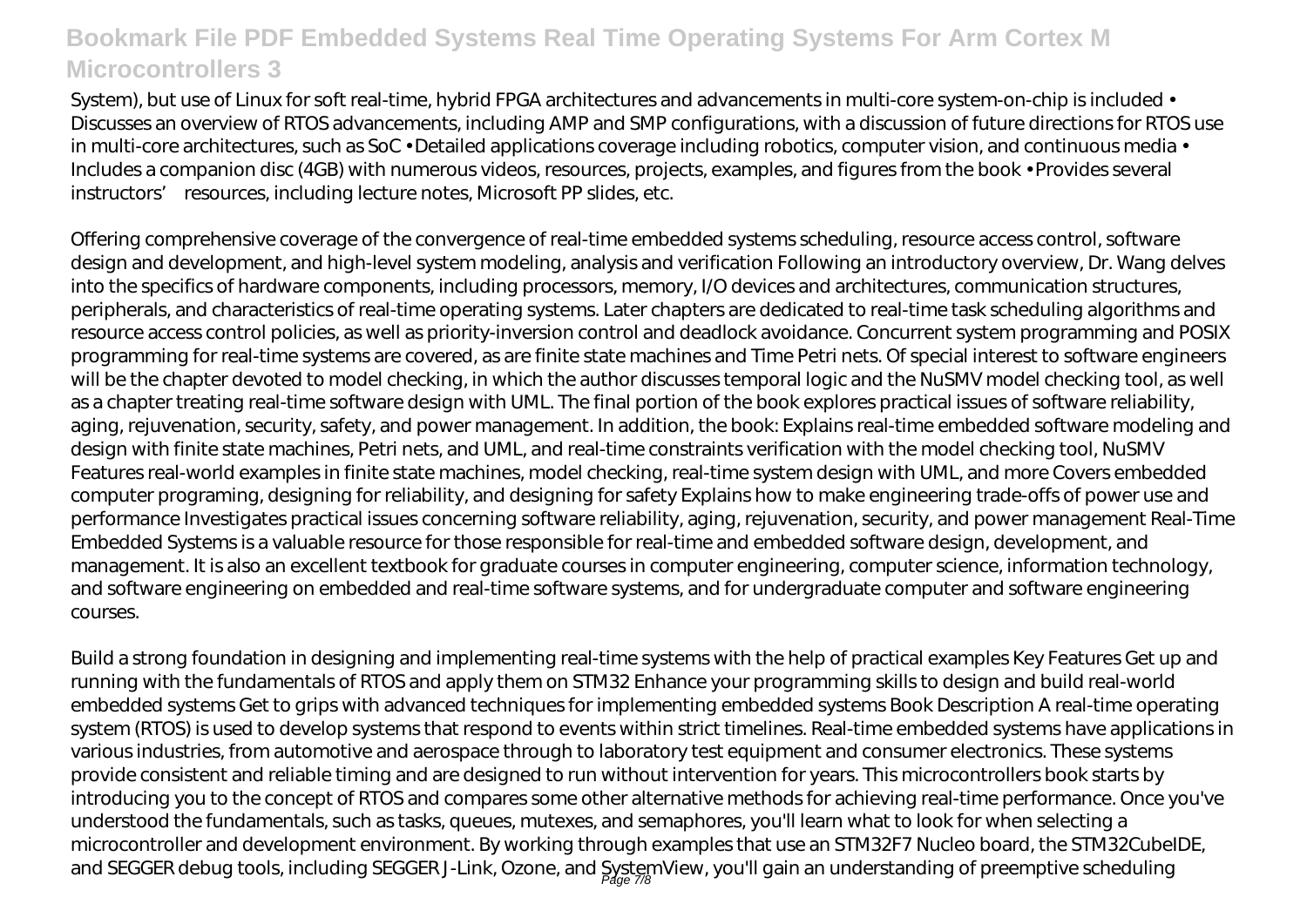System), but use of Linux for soft real-time, hybrid FPGA architectures and advancements in multi-core system-on-chip is included • Discusses an overview of RTOS advancements, including AMP and SMP configurations, with a discussion of future directions for RTOS use in multi-core architectures, such as SoC • Detailed applications coverage including robotics, computer vision, and continuous media • Includes a companion disc (4GB) with numerous videos, resources, projects, examples, and figures from the book • Provides several instructors' resources, including lecture notes, Microsoft PP slides, etc.

Offering comprehensive coverage of the convergence of real-time embedded systems scheduling, resource access control, software design and development, and high-level system modeling, analysis and verification Following an introductory overview, Dr. Wang delves into the specifics of hardware components, including processors, memory, I/O devices and architectures, communication structures, peripherals, and characteristics of real-time operating systems. Later chapters are dedicated to real-time task scheduling algorithms and resource access control policies, as well as priority-inversion control and deadlock avoidance. Concurrent system programming and POSIX programming for real-time systems are covered, as are finite state machines and Time Petri nets. Of special interest to software engineers will be the chapter devoted to model checking, in which the author discusses temporal logic and the NuSMV model checking tool, as well as a chapter treating real-time software design with UML. The final portion of the book explores practical issues of software reliability, aging, rejuvenation, security, safety, and power management. In addition, the book: Explains real-time embedded software modeling and design with finite state machines, Petri nets, and UML, and real-time constraints verification with the model checking tool, NuSMV Features real-world examples in finite state machines, model checking, real-time system design with UML, and more Covers embedded computer programing, designing for reliability, and designing for safety Explains how to make engineering trade-offs of power use and performance Investigates practical issues concerning software reliability, aging, rejuvenation, security, and power management Real-Time Embedded Systems is a valuable resource for those responsible for real-time and embedded software design, development, and management. It is also an excellent textbook for graduate courses in computer engineering, computer science, information technology, and software engineering on embedded and real-time software systems, and for undergraduate computer and software engineering courses.

Build a strong foundation in designing and implementing real-time systems with the help of practical examples Key Features Get up and running with the fundamentals of RTOS and apply them on STM32 Enhance your programming skills to design and build real-world embedded systems Get to grips with advanced techniques for implementing embedded systems Book Description A real-time operating system (RTOS) is used to develop systems that respond to events within strict timelines. Real-time embedded systems have applications in various industries, from automotive and aerospace through to laboratory test equipment and consumer electronics. These systems provide consistent and reliable timing and are designed to run without intervention for years. This microcontrollers book starts by introducing you to the concept of RTOS and compares some other alternative methods for achieving real-time performance. Once you've understood the fundamentals, such as tasks, queues, mutexes, and semaphores, you'll learn what to look for when selecting a microcontroller and development environment. By working through examples that use an STM32F7 Nucleo board, the STM32CubeIDE, and SEGGER debug tools, including SEGGER J-Link, Ozone, and SystemView, you'll gain an understanding of preemptive scheduling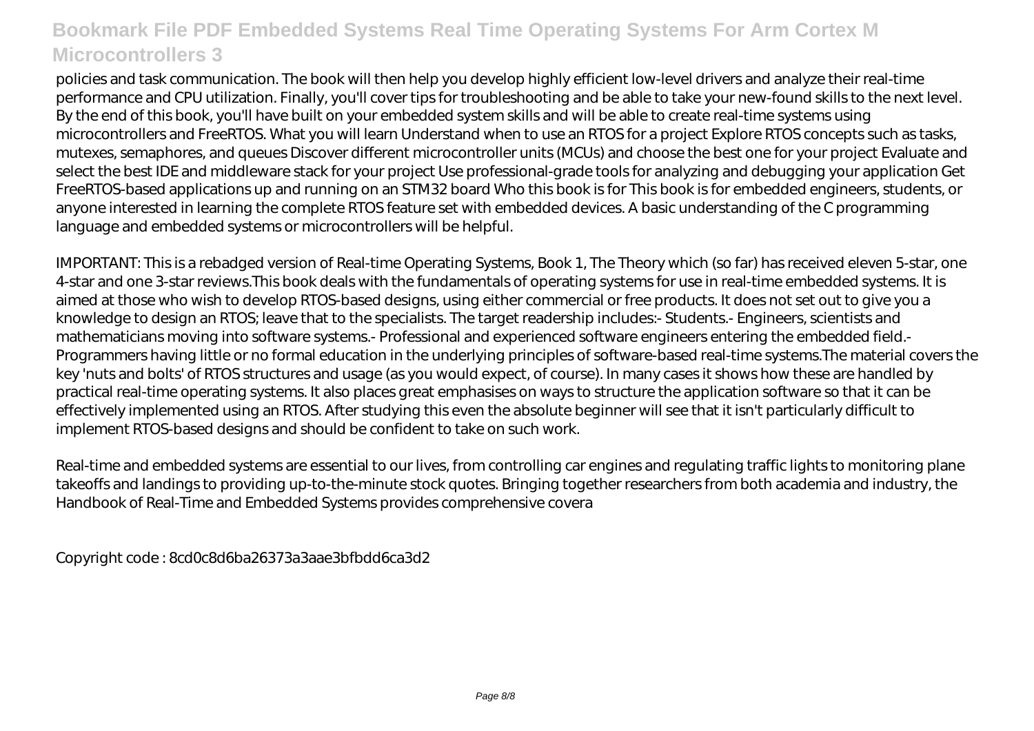policies and task communication. The book will then help you develop highly efficient low-level drivers and analyze their real-time performance and CPU utilization. Finally, you'll cover tips for troubleshooting and be able to take your new-found skills to the next level. By the end of this book, you'll have built on your embedded system skills and will be able to create real-time systems using microcontrollers and FreeRTOS. What you will learn Understand when to use an RTOS for a project Explore RTOS concepts such as tasks, mutexes, semaphores, and queues Discover different microcontroller units (MCUs) and choose the best one for your project Evaluate and select the best IDE and middleware stack for your project Use professional-grade tools for analyzing and debugging your application Get FreeRTOS-based applications up and running on an STM32 board Who this book is for This book is for embedded engineers, students, or anyone interested in learning the complete RTOS feature set with embedded devices. A basic understanding of the C programming language and embedded systems or microcontrollers will be helpful.

IMPORTANT: This is a rebadged version of Real-time Operating Systems, Book 1, The Theory which (so far) has received eleven 5-star, one 4-star and one 3-star reviews.This book deals with the fundamentals of operating systems for use in real-time embedded systems. It is aimed at those who wish to develop RTOS-based designs, using either commercial or free products. It does not set out to give you a knowledge to design an RTOS; leave that to the specialists. The target readership includes:- Students.- Engineers, scientists and mathematicians moving into software systems.- Professional and experienced software engineers entering the embedded field.- Programmers having little or no formal education in the underlying principles of software-based real-time systems.The material covers the key 'nuts and bolts' of RTOS structures and usage (as you would expect, of course). In many cases it shows how these are handled by practical real-time operating systems. It also places great emphasises on ways to structure the application software so that it can be effectively implemented using an RTOS. After studying this even the absolute beginner will see that it isn't particularly difficult to implement RTOS-based designs and should be confident to take on such work.

Real-time and embedded systems are essential to our lives, from controlling car engines and regulating traffic lights to monitoring plane takeoffs and landings to providing up-to-the-minute stock quotes. Bringing together researchers from both academia and industry, the Handbook of Real-Time and Embedded Systems provides comprehensive covera

Copyright code : 8cd0c8d6ba26373a3aae3bfbdd6ca3d2